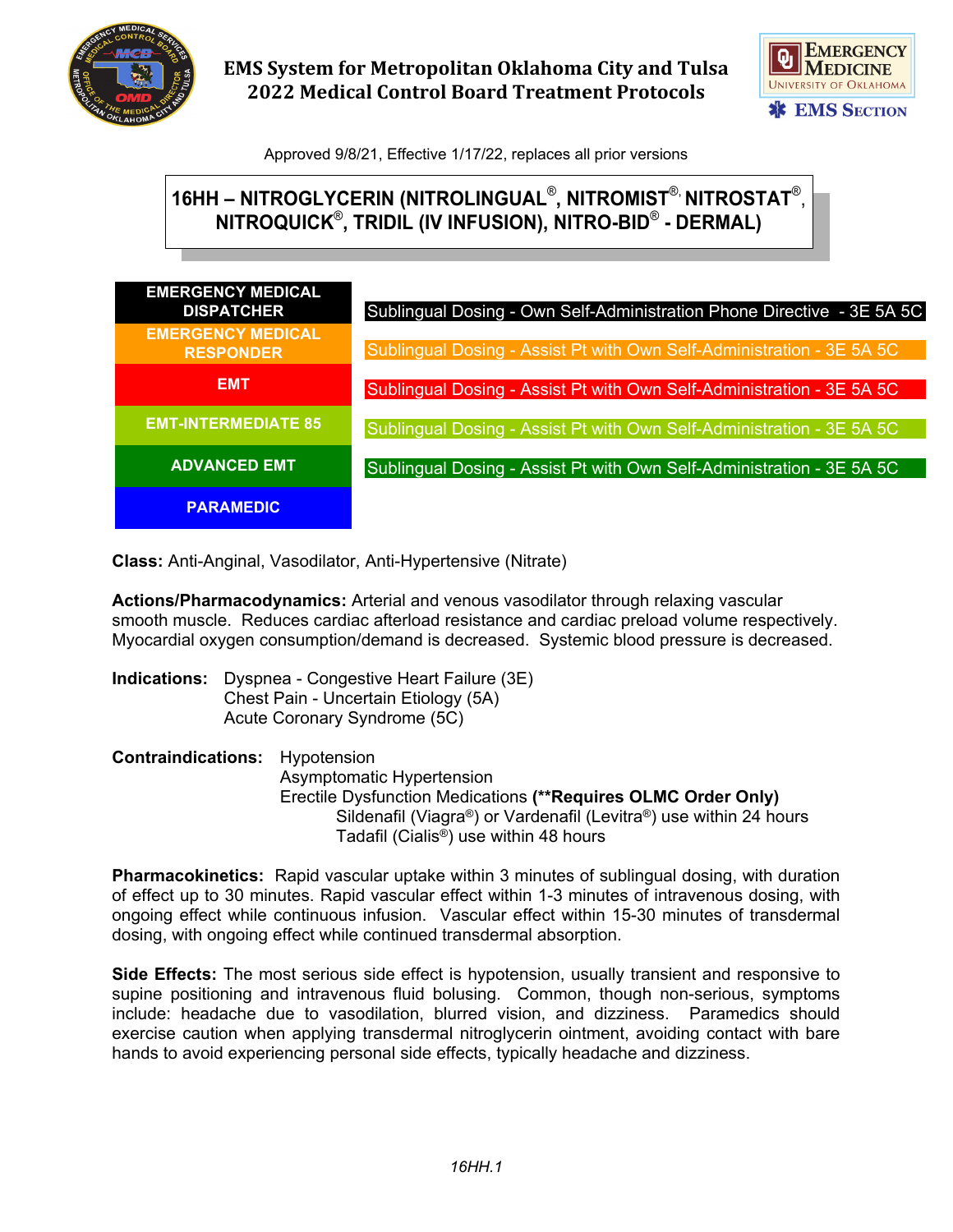# EMS System for Metropolitan Oklahoma City and Tulsa
# 2022 Medical Control Board Treatment Protocols

Approved 9/8/21, Effective 1/17/22, replaces all prior versions

## 16HH – NITROGLYCERIN (NITROLINGUAL®, NITROMIST®, NITROSTAT®, NITROQUICK®, TRIDIL (IV INFUSION), NITRO-BID® - DERMAL)

| | |
|---|---|
| EMERGENCY MEDICAL DISPATCHER | Sublingual Dosing - Own Self-Administration Phone Directive - 3E 5A 5C |
| EMERGENCY MEDICAL RESPONDER | Sublingual Dosing - Assist Pt with Own Self-Administration - 3E 5A 5C |
| EMT | Sublingual Dosing - Assist Pt with Own Self-Administration - 3E 5A 5C |
| EMT-INTERMEDIATE 85 | Sublingual Dosing - Assist Pt with Own Self-Administration - 3E 5A 5C |
| ADVANCED EMT | Sublingual Dosing - Assist Pt with Own Self-Administration - 3E 5A 5C |
| PARAMEDIC | |

**Class:** Anti-Anginal, Vasodilator, Anti-Hypertensive (Nitrate)

**Actions/Pharmacodynamics:** Arterial and venous vasodilator through relaxing vascular smooth muscle. Reduces cardiac afterload resistance and cardiac preload volume respectively. Myocardial oxygen consumption/demand is decreased. Systemic blood pressure is decreased.

**Indications:**
- Dyspnea - Congestive Heart Failure (3E)
- Chest Pain - Uncertain Etiology (5A)
- Acute Coronary Syndrome (5C)

**Contraindications:**
- Hypotension
- Asymptomatic Hypertension
- Erectile Dysfunction Medications **(**Requires OLMC Order Only)**
  - Sildenafil (Viagra®) or Vardenafil (Levitra®) use within 24 hours
  - Tadafil (Cialis®) use within 48 hours

**Pharmacokinetics:** Rapid vascular uptake within 3 minutes of sublingual dosing, with duration of effect up to 30 minutes. Rapid vascular effect within 1-3 minutes of intravenous dosing, with ongoing effect while continuous infusion. Vascular effect within 15-30 minutes of transdermal dosing, with ongoing effect while continued transdermal absorption.

**Side Effects:** The most serious side effect is hypotension, usually transient and responsive to supine positioning and intravenous fluid bolusing. Common, though non-serious, symptoms include: headache due to vasodilation, blurred vision, and dizziness. Paramedics should exercise caution when applying transdermal nitroglycerin ointment, avoiding contact with bare hands to avoid experiencing personal side effects, typically headache and dizziness.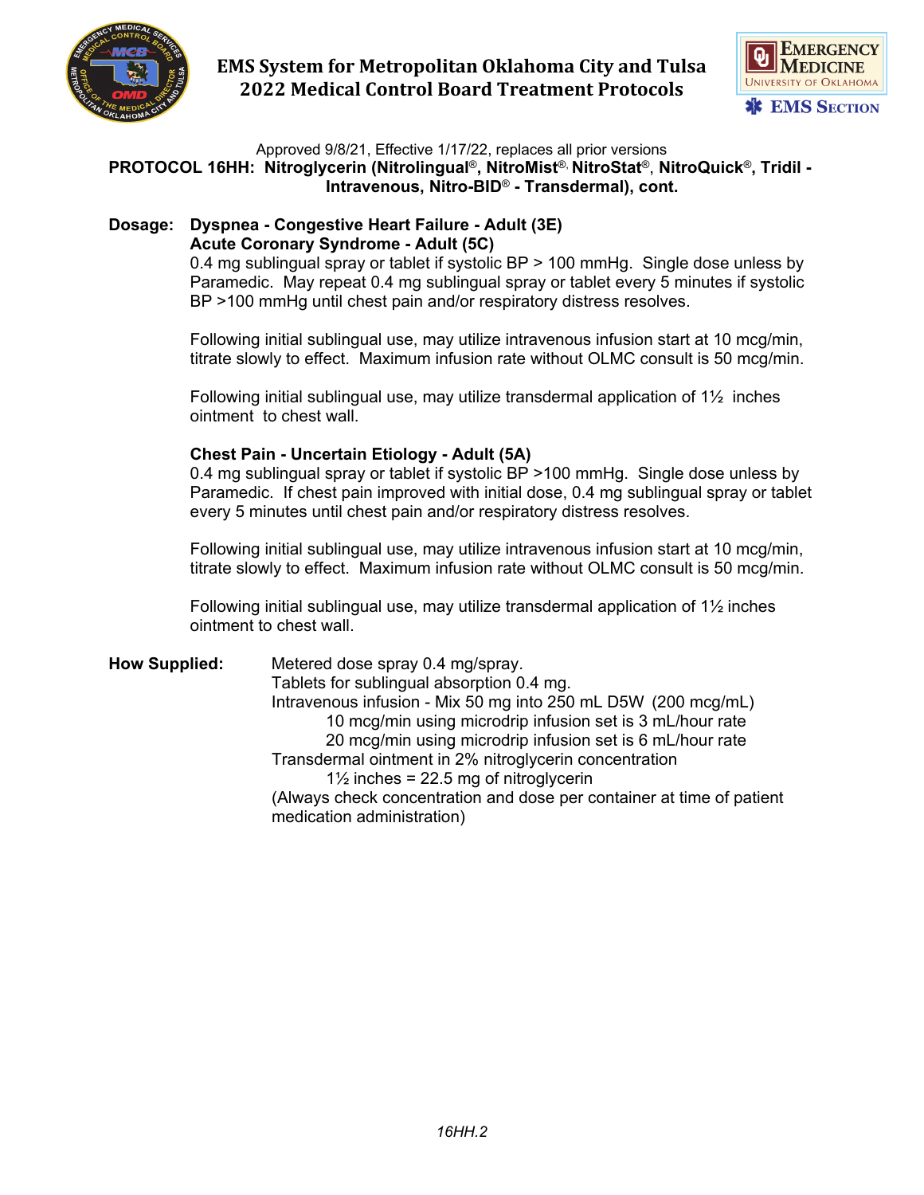Approved 9/8/21, Effective 1/17/22, replaces all prior versions

**PROTOCOL 16HH: Nitroglycerin (Nitrolingual®, NitroMist®, NitroStat®, NitroQuick®, Tridil - Intravenous, Nitro-BID® - Transdermal), cont.**

**Dosage:** **Dyspnea - Congestive Heart Failure - Adult (3E)**
**Acute Coronary Syndrome - Adult (5C)**

0.4 mg sublingual spray or tablet if systolic BP > 100 mmHg. Single dose unless by Paramedic. May repeat 0.4 mg sublingual spray or tablet every 5 minutes if systolic BP >100 mmHg until chest pain and/or respiratory distress resolves.

Following initial sublingual use, may utilize intravenous infusion start at 10 mcg/min, titrate slowly to effect. Maximum infusion rate without OLMC consult is 50 mcg/min.

Following initial sublingual use, may utilize transdermal application of 1½ inches ointment to chest wall.

**Chest Pain - Uncertain Etiology - Adult (5A)**

0.4 mg sublingual spray or tablet if systolic BP >100 mmHg. Single dose unless by Paramedic. If chest pain improved with initial dose, 0.4 mg sublingual spray or tablet every 5 minutes until chest pain and/or respiratory distress resolves.

Following initial sublingual use, may utilize intravenous infusion start at 10 mcg/min, titrate slowly to effect. Maximum infusion rate without OLMC consult is 50 mcg/min.

Following initial sublingual use, may utilize transdermal application of 1½ inches ointment to chest wall.

**How Supplied:**

Metered dose spray 0.4 mg/spray.
Tablets for sublingual absorption 0.4 mg.
Intravenous infusion - Mix 50 mg into 250 mL D5W (200 mcg/mL)
- 10 mcg/min using microdrip infusion set is 3 mL/hour rate
- 20 mcg/min using microdrip infusion set is 6 mL/hour rate

Transdermal ointment in 2% nitroglycerin concentration
- 1½ inches = 22.5 mg of nitroglycerin

(Always check concentration and dose per container at time of patient medication administration)